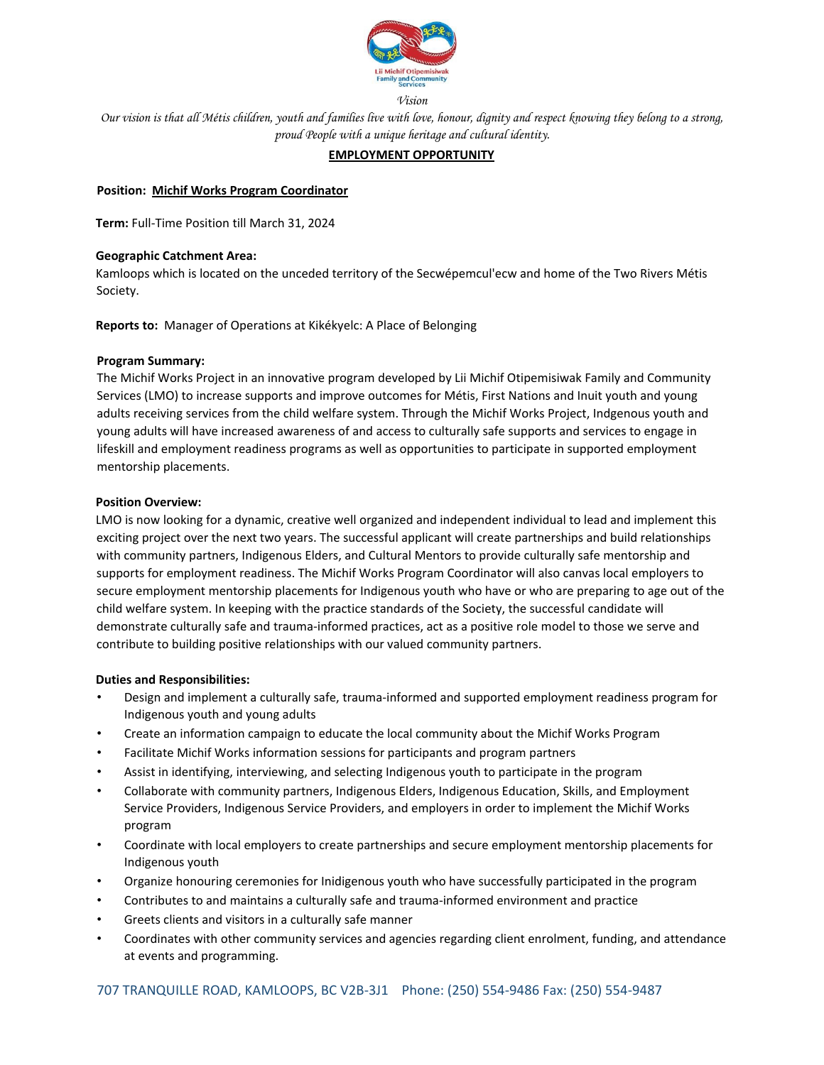Lii Michif Otipemisiwak Family and Community Services

*Vision*

*Our vision is that all Métis children, youth and families live with love, honour, dignity and respect knowing they belong to a strong, proud People with a unique heritage and cultural identity.*

**EMPLOYMENT OPPORTUNITY**

**Position:** **Michif Works Program Coordinator**

**Term:** Full-Time Position till March 31, 2024

**Geographic Catchment Area:**
Kamloops which is located on the unceded territory of the Secwépemcul'ecw and home of the Two Rivers Métis Society.

**Reports to:** Manager of Operations at Kikékyelc: A Place of Belonging

**Program Summary:**
The Michif Works Project in an innovative program developed by Lii Michif Otipemisiwak Family and Community Services (LMO) to increase supports and improve outcomes for Métis, First Nations and Inuit youth and young adults receiving services from the child welfare system. Through the Michif Works Project, Indgenous youth and young adults will have increased awareness of and access to culturally safe supports and services to engage in lifeskill and employment readiness programs as well as opportunities to participate in supported employment mentorship placements.

**Position Overview:**
LMO is now looking for a dynamic, creative well organized and independent individual to lead and implement this exciting project over the next two years. The successful applicant will create partnerships and build relationships with community partners, Indigenous Elders, and Cultural Mentors to provide culturally safe mentorship and supports for employment readiness. The Michif Works Program Coordinator will also canvas local employers to secure employment mentorship placements for Indigenous youth who have or who are preparing to age out of the child welfare system. In keeping with the practice standards of the Society, the successful candidate will demonstrate culturally safe and trauma-informed practices, act as a positive role model to those we serve and contribute to building positive relationships with our valued community partners.

**Duties and Responsibilities:**

- Design and implement a culturally safe, trauma-informed and supported employment readiness program for Indigenous youth and young adults
- Create an information campaign to educate the local community about the Michif Works Program
- Facilitate Michif Works information sessions for participants and program partners
- Assist in identifying, interviewing, and selecting Indigenous youth to participate in the program
- Collaborate with community partners, Indigenous Elders, Indigenous Education, Skills, and Employment Service Providers, Indigenous Service Providers, and employers in order to implement the Michif Works program
- Coordinate with local employers to create partnerships and secure employment mentorship placements for Indigenous youth
- Organize honouring ceremonies for Inidigenous youth who have successfully participated in the program
- Contributes to and maintains a culturally safe and trauma-informed environment and practice
- Greets clients and visitors in a culturally safe manner
- Coordinates with other community services and agencies regarding client enrolment, funding, and attendance at events and programming.

707 TRANQUILLE ROAD, KAMLOOPS, BC V2B-3J1 Phone: (250) 554-9486 Fax: (250) 554-9487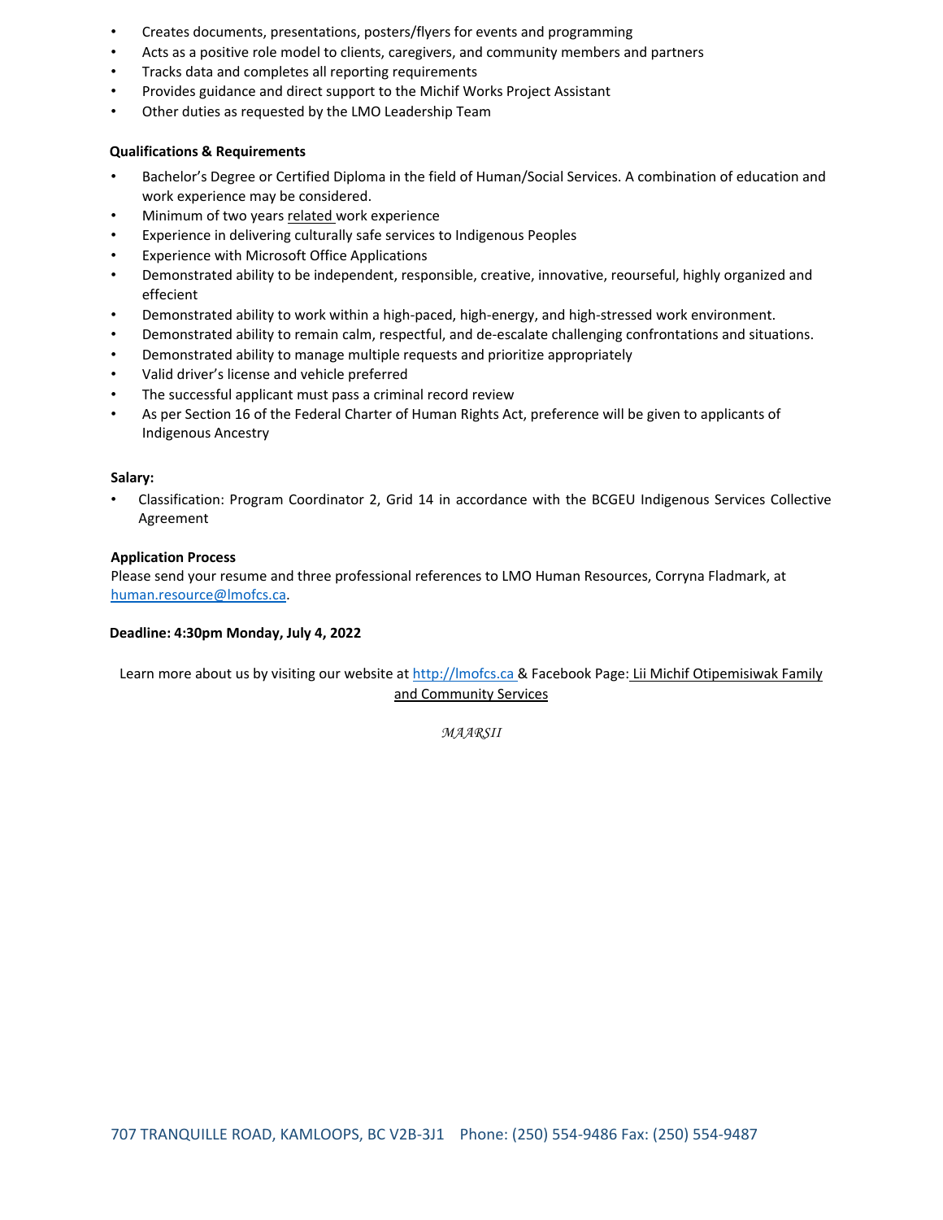- Creates documents, presentations, posters/flyers for events and programming
- Acts as a positive role model to clients, caregivers, and community members and partners
- Tracks data and completes all reporting requirements
- Provides guidance and direct support to the Michif Works Project Assistant
- Other duties as requested by the LMO Leadership Team

**Qualifications & Requirements**

- Bachelor's Degree or Certified Diploma in the field of Human/Social Services. A combination of education and work experience may be considered.
- Minimum of two years related work experience
- Experience in delivering culturally safe services to Indigenous Peoples
- Experience with Microsoft Office Applications
- Demonstrated ability to be independent, responsible, creative, innovative, reourseful, highly organized and effecient
- Demonstrated ability to work within a high-paced, high-energy, and high-stressed work environment.
- Demonstrated ability to remain calm, respectful, and de-escalate challenging confrontations and situations.
- Demonstrated ability to manage multiple requests and prioritize appropriately
- Valid driver's license and vehicle preferred
- The successful applicant must pass a criminal record review
- As per Section 16 of the Federal Charter of Human Rights Act, preference will be given to applicants of Indigenous Ancestry

**Salary:**

- Classification: Program Coordinator 2, Grid 14 in accordance with the BCGEU Indigenous Services Collective Agreement

**Application Process**

Please send your resume and three professional references to LMO Human Resources, Corryna Fladmark, at human.resource@lmofcs.ca.

**Deadline: 4:30pm Monday, July 4, 2022**

Learn more about us by visiting our website at http://lmofcs.ca & Facebook Page: Lii Michif Otipemisiwak Family and Community Services

*MAARSII*

707 TRANQUILLE ROAD, KAMLOOPS, BC V2B-3J1 Phone: (250) 554-9486 Fax: (250) 554-9487